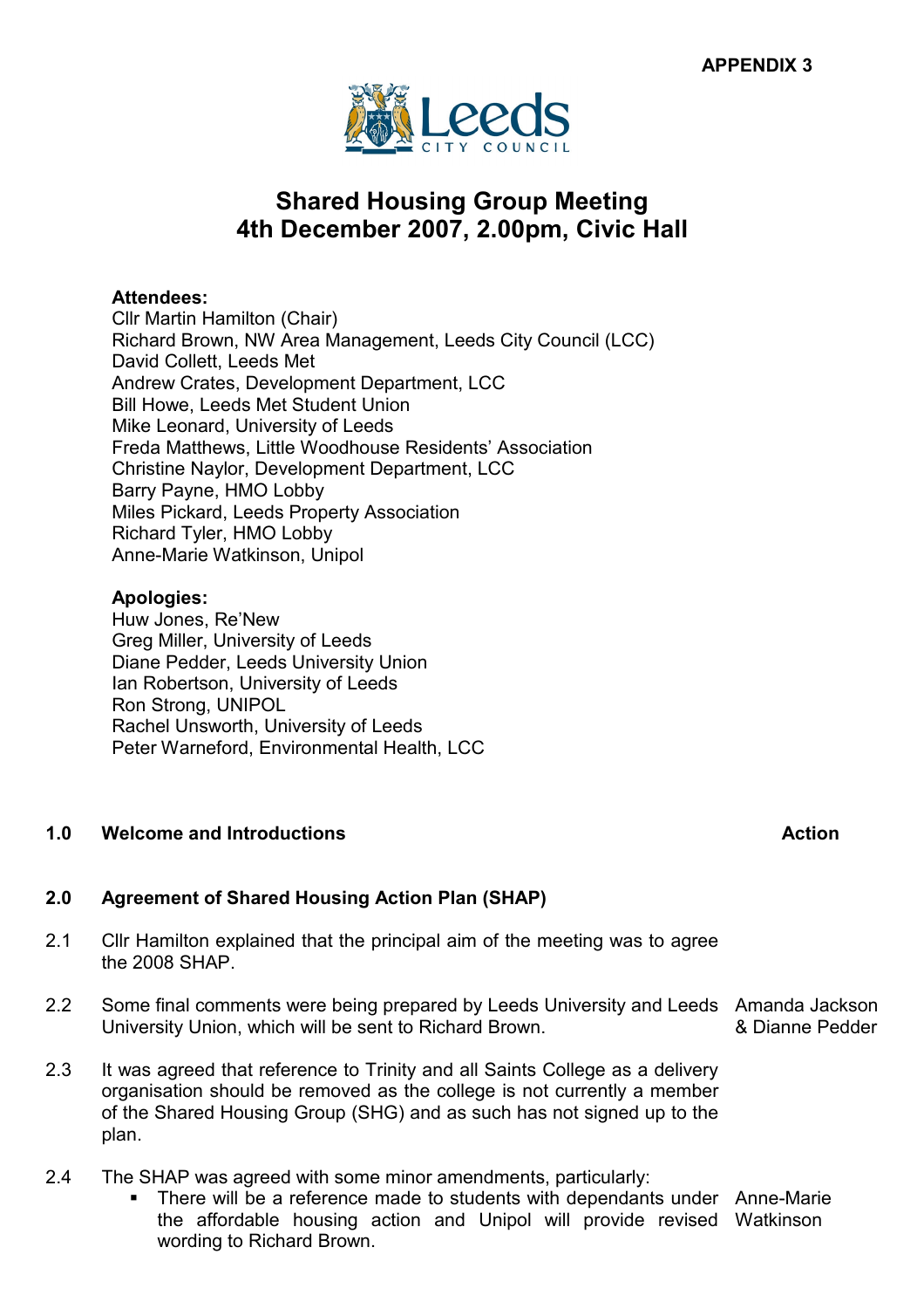**APPENDIX 3**

Leeds CITY COUNCIL

# Shared Housing Group Meeting
# 4th December 2007, 2.00pm, Civic Hall

**Attendees:**
Cllr Martin Hamilton (Chair)
Richard Brown, NW Area Management, Leeds City Council (LCC)
David Collett, Leeds Met
Andrew Crates, Development Department, LCC
Bill Howe, Leeds Met Student Union
Mike Leonard, University of Leeds
Freda Matthews, Little Woodhouse Residents' Association
Christine Naylor, Development Department, LCC
Barry Payne, HMO Lobby
Miles Pickard, Leeds Property Association
Richard Tyler, HMO Lobby
Anne-Marie Watkinson, Unipol

**Apologies:**
Huw Jones, Re'New
Greg Miller, University of Leeds
Diane Pedder, Leeds University Union
Ian Robertson, University of Leeds
Ron Strong, UNIPOL
Rachel Unsworth, University of Leeds
Peter Warneford, Environmental Health, LCC

| | | Action |
|---|---|---|
| **1.0** | **Welcome and Introductions** | |
| **2.0** | **Agreement of Shared Housing Action Plan (SHAP)** | |
| 2.1 | Cllr Hamilton explained that the principal aim of the meeting was to agree the 2008 SHAP. | |
| 2.2 | Some final comments were being prepared by Leeds University and Leeds University Union, which will be sent to Richard Brown. | Amanda Jackson & Dianne Pedder |
| 2.3 | It was agreed that reference to Trinity and all Saints College as a delivery organisation should be removed as the college is not currently a member of the Shared Housing Group (SHG) and as such has not signed up to the plan. | |
| 2.4 | The SHAP was agreed with some minor amendments, particularly:<br>▪ There will be a reference made to students with dependants under the affordable housing action and Unipol will provide revised wording to Richard Brown. | Anne-Marie Watkinson |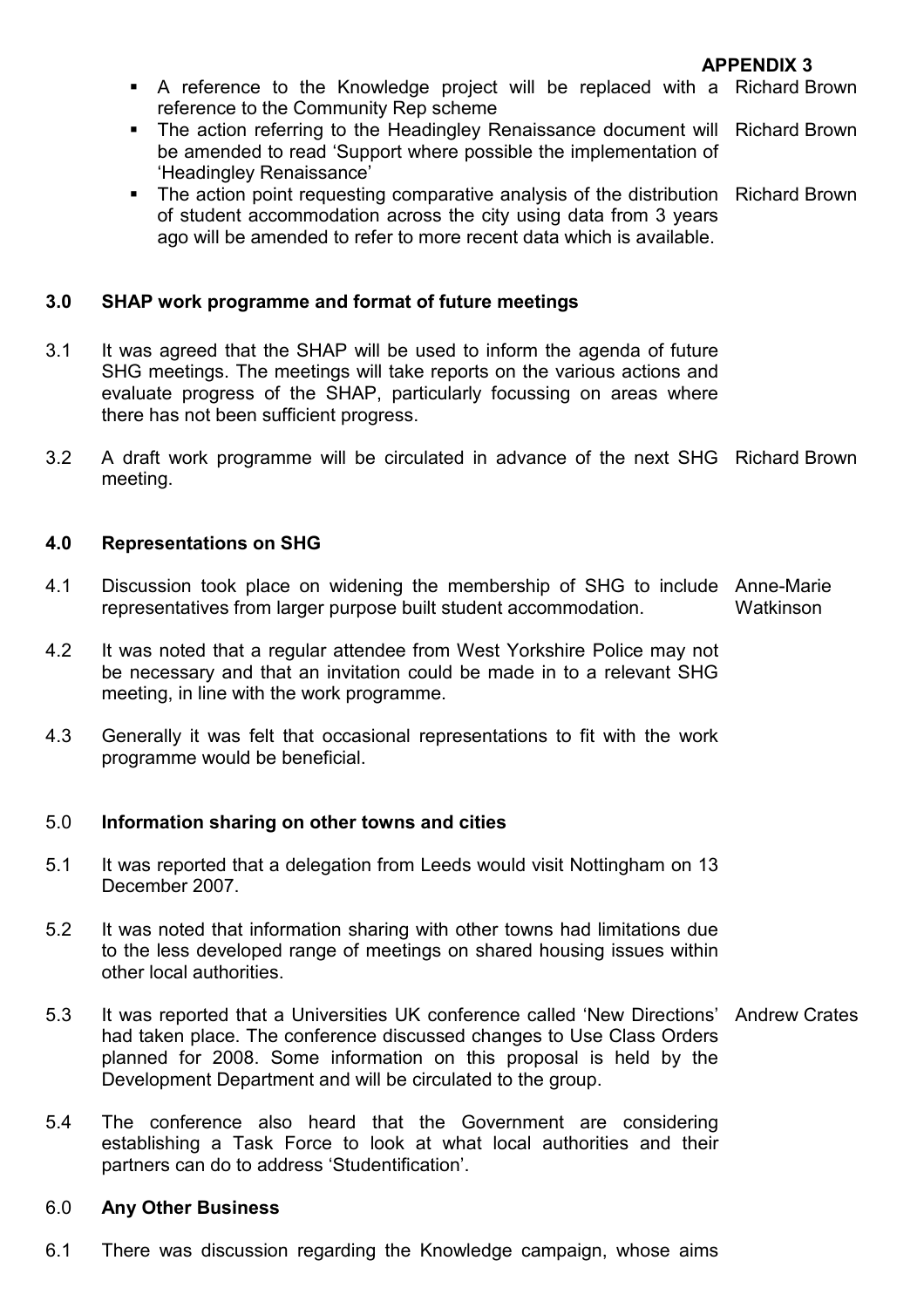**APPENDIX 3**

| | | |
|---|---|---|
| | ▪ A reference to the Knowledge project will be replaced with a reference to the Community Rep scheme | Richard Brown |
| | ▪ The action referring to the Headingley Renaissance document will be amended to read 'Support where possible the implementation of 'Headingley Renaissance' | Richard Brown |
| | ▪ The action point requesting comparative analysis of the distribution of student accommodation across the city using data from 3 years ago will be amended to refer to more recent data which is available. | Richard Brown |
| **3.0** | **SHAP work programme and format of future meetings** | |
| 3.1 | It was agreed that the SHAP will be used to inform the agenda of future SHG meetings. The meetings will take reports on the various actions and evaluate progress of the SHAP, particularly focussing on areas where there has not been sufficient progress. | |
| 3.2 | A draft work programme will be circulated in advance of the next SHG meeting. | Richard Brown |
| **4.0** | **Representations on SHG** | |
| 4.1 | Discussion took place on widening the membership of SHG to include representatives from larger purpose built student accommodation. | Anne-Marie Watkinson |
| 4.2 | It was noted that a regular attendee from West Yorkshire Police may not be necessary and that an invitation could be made in to a relevant SHG meeting, in line with the work programme. | |
| 4.3 | Generally it was felt that occasional representations to fit with the work programme would be beneficial. | |
| 5.0 | **Information sharing on other towns and cities** | |
| 5.1 | It was reported that a delegation from Leeds would visit Nottingham on 13 December 2007. | |
| 5.2 | It was noted that information sharing with other towns had limitations due to the less developed range of meetings on shared housing issues within other local authorities. | |
| 5.3 | It was reported that a Universities UK conference called 'New Directions' had taken place. The conference discussed changes to Use Class Orders planned for 2008. Some information on this proposal is held by the Development Department and will be circulated to the group. | Andrew Crates |
| 5.4 | The conference also heard that the Government are considering establishing a Task Force to look at what local authorities and their partners can do to address 'Studentification'. | |
| 6.0 | **Any Other Business** | |
| 6.1 | There was discussion regarding the Knowledge campaign, whose aims | |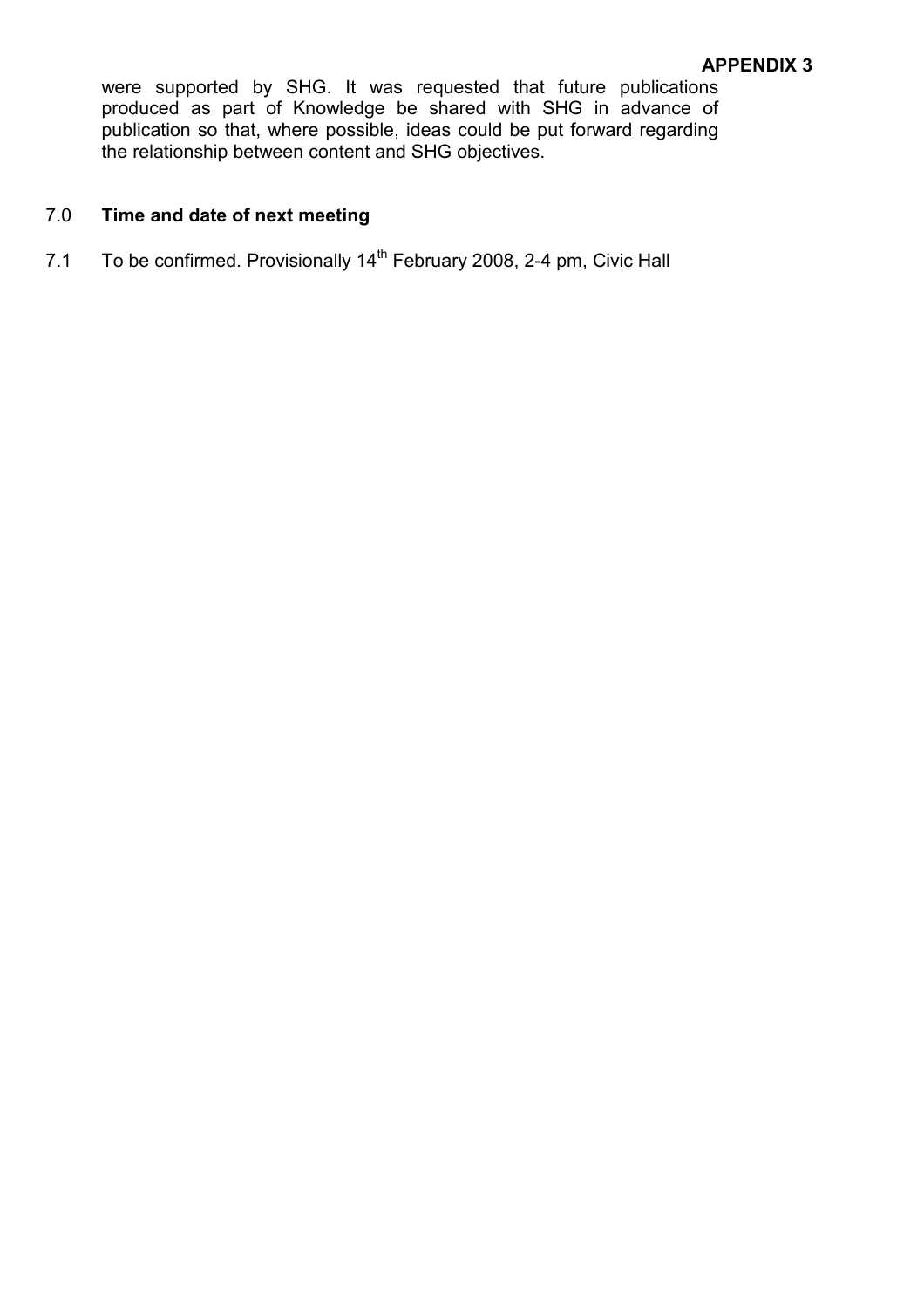were supported by SHG. It was requested that future publications produced as part of Knowledge be shared with SHG in advance of publication so that, where possible, ideas could be put forward regarding the relationship between content and SHG objectives.

## 7.0 Time and date of next meeting

7.1 To be confirmed. Provisionally 14th February 2008, 2-4 pm, Civic Hall